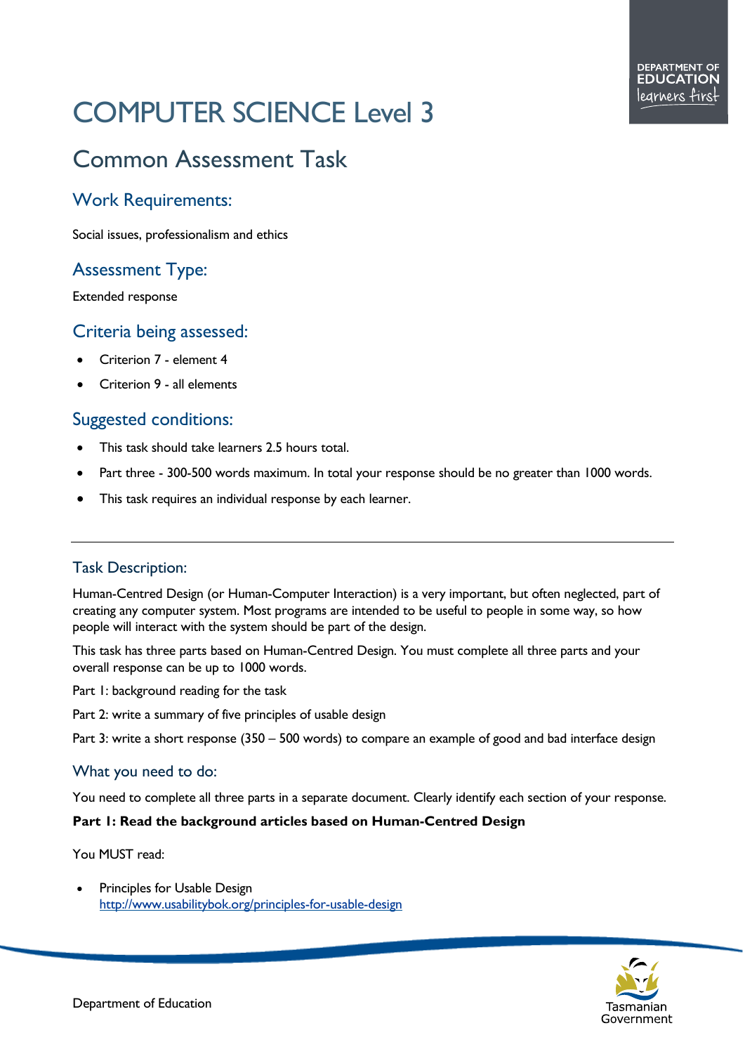# COMPUTER SCIENCE Level 3

## Common Assessment Task

### Work Requirements:

Social issues, professionalism and ethics

### Assessment Type:

Extended response

### Criteria being assessed:

- Criterion 7 - element 4
- Criterion 9 - all elements

### Suggested conditions:

- This task should take learners 2.5 hours total.
- Part three - 300-500 words maximum. In total your response should be no greater than 1000 words.
- This task requires an individual response by each learner.

---

### Task Description:

Human-Centred Design (or Human-Computer Interaction) is a very important, but often neglected, part of creating any computer system. Most programs are intended to be useful to people in some way, so how people will interact with the system should be part of the design.

This task has three parts based on Human-Centred Design. You must complete all three parts and your overall response can be up to 1000 words.

Part 1: background reading for the task

Part 2: write a summary of five principles of usable design

Part 3: write a short response (350 – 500 words) to compare an example of good and bad interface design

### What you need to do:

You need to complete all three parts in a separate document. Clearly identify each section of your response.

**Part 1: Read the background articles based on Human-Centred Design**

You MUST read:

- Principles for Usable Design
  http://www.usabilitybok.org/principles-for-usable-design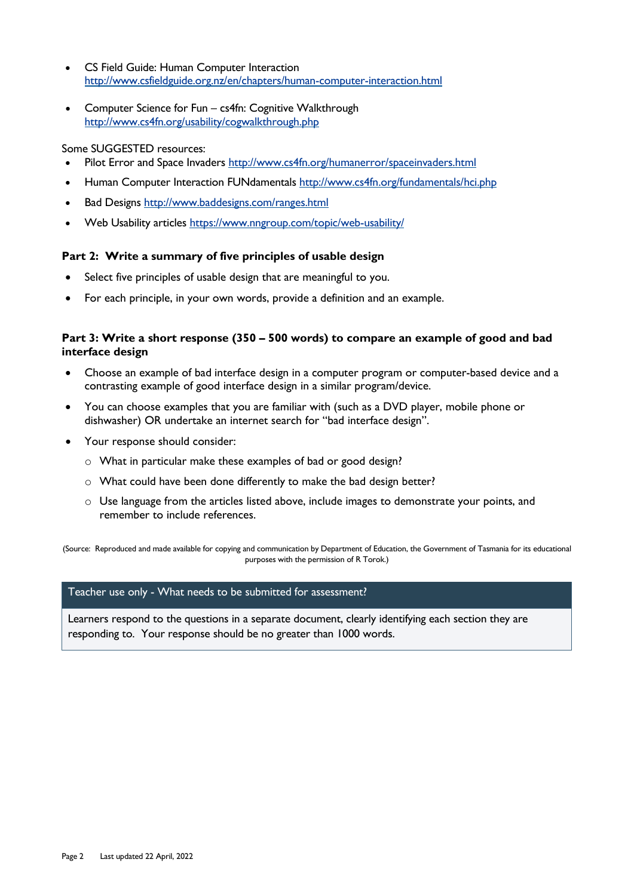- CS Field Guide: Human Computer Interaction
  http://www.csfieldguide.org.nz/en/chapters/human-computer-interaction.html

- Computer Science for Fun – cs4fn: Cognitive Walkthrough
  http://www.cs4fn.org/usability/cogwalkthrough.php

Some SUGGESTED resources:

- Pilot Error and Space Invaders http://www.cs4fn.org/humanerror/spaceinvaders.html
- Human Computer Interaction FUNdamentals http://www.cs4fn.org/fundamentals/hci.php
- Bad Designs http://www.baddesigns.com/ranges.html
- Web Usability articles https://www.nngroup.com/topic/web-usability/

**Part 2: Write a summary of five principles of usable design**

- Select five principles of usable design that are meaningful to you.
- For each principle, in your own words, provide a definition and an example.

**Part 3: Write a short response (350 – 500 words) to compare an example of good and bad interface design**

- Choose an example of bad interface design in a computer program or computer-based device and a contrasting example of good interface design in a similar program/device.
- You can choose examples that you are familiar with (such as a DVD player, mobile phone or dishwasher) OR undertake an internet search for "bad interface design".
- Your response should consider:
  - What in particular make these examples of bad or good design?
  - What could have been done differently to make the bad design better?
  - Use language from the articles listed above, include images to demonstrate your points, and remember to include references.

(Source: Reproduced and made available for copying and communication by Department of Education, the Government of Tasmania for its educational purposes with the permission of R Torok.)

| Teacher use only - What needs to be submitted for assessment? |
| --- |
| Learners respond to the questions in a separate document, clearly identifying each section they are responding to. Your response should be no greater than 1000 words. |